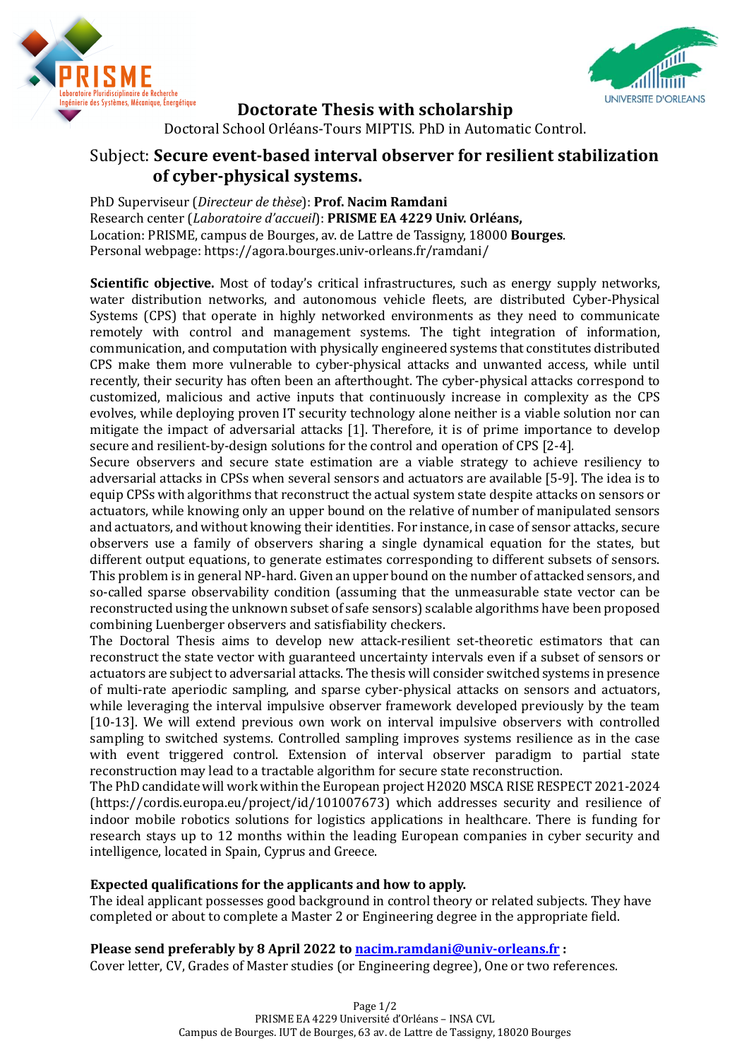# Doctorate Thesis with scholarship

Doctoral School Orléans-Tours MIPTIS. PhD in Automatic Control.

## Subject: **Secure event-based interval observer for resilient stabilization of cyber-physical systems.**

PhD Superviseur (*Directeur de thèse*): **Prof. Nacim Ramdani**
Research center (*Laboratoire d'accueil*): **PRISME EA 4229 Univ. Orléans,**
Location: PRISME, campus de Bourges, av. de Lattre de Tassigny, 18000 **Bourges**.
Personal webpage: https://agora.bourges.univ-orleans.fr/ramdani/

**Scientific objective.** Most of today's critical infrastructures, such as energy supply networks, water distribution networks, and autonomous vehicle fleets, are distributed Cyber-Physical Systems (CPS) that operate in highly networked environments as they need to communicate remotely with control and management systems. The tight integration of information, communication, and computation with physically engineered systems that constitutes distributed CPS make them more vulnerable to cyber-physical attacks and unwanted access, while until recently, their security has often been an afterthought. The cyber-physical attacks correspond to customized, malicious and active inputs that continuously increase in complexity as the CPS evolves, while deploying proven IT security technology alone neither is a viable solution nor can mitigate the impact of adversarial attacks [1]. Therefore, it is of prime importance to develop secure and resilient-by-design solutions for the control and operation of CPS [2-4].

Secure observers and secure state estimation are a viable strategy to achieve resiliency to adversarial attacks in CPSs when several sensors and actuators are available [5-9]. The idea is to equip CPSs with algorithms that reconstruct the actual system state despite attacks on sensors or actuators, while knowing only an upper bound on the relative of number of manipulated sensors and actuators, and without knowing their identities. For instance, in case of sensor attacks, secure observers use a family of observers sharing a single dynamical equation for the states, but different output equations, to generate estimates corresponding to different subsets of sensors. This problem is in general NP-hard. Given an upper bound on the number of attacked sensors, and so-called sparse observability condition (assuming that the unmeasurable state vector can be reconstructed using the unknown subset of safe sensors) scalable algorithms have been proposed combining Luenberger observers and satisfiability checkers.

The Doctoral Thesis aims to develop new attack-resilient set-theoretic estimators that can reconstruct the state vector with guaranteed uncertainty intervals even if a subset of sensors or actuators are subject to adversarial attacks. The thesis will consider switched systems in presence of multi-rate aperiodic sampling, and sparse cyber-physical attacks on sensors and actuators, while leveraging the interval impulsive observer framework developed previously by the team [10-13]. We will extend previous own work on interval impulsive observers with controlled sampling to switched systems. Controlled sampling improves systems resilience as in the case with event triggered control. Extension of interval observer paradigm to partial state reconstruction may lead to a tractable algorithm for secure state reconstruction.

The PhD candidate will work within the European project H2020 MSCA RISE RESPECT 2021-2024 (https://cordis.europa.eu/project/id/101007673) which addresses security and resilience of indoor mobile robotics solutions for logistics applications in healthcare. There is funding for research stays up to 12 months within the leading European companies in cyber security and intelligence, located in Spain, Cyprus and Greece.

**Expected qualifications for the applicants and how to apply.**
The ideal applicant possesses good background in control theory or related subjects. They have completed or about to complete a Master 2 or Engineering degree in the appropriate field.

**Please send preferably by 8 April 2022 to nacim.ramdani@univ-orleans.fr :**
Cover letter, CV, Grades of Master studies (or Engineering degree), One or two references.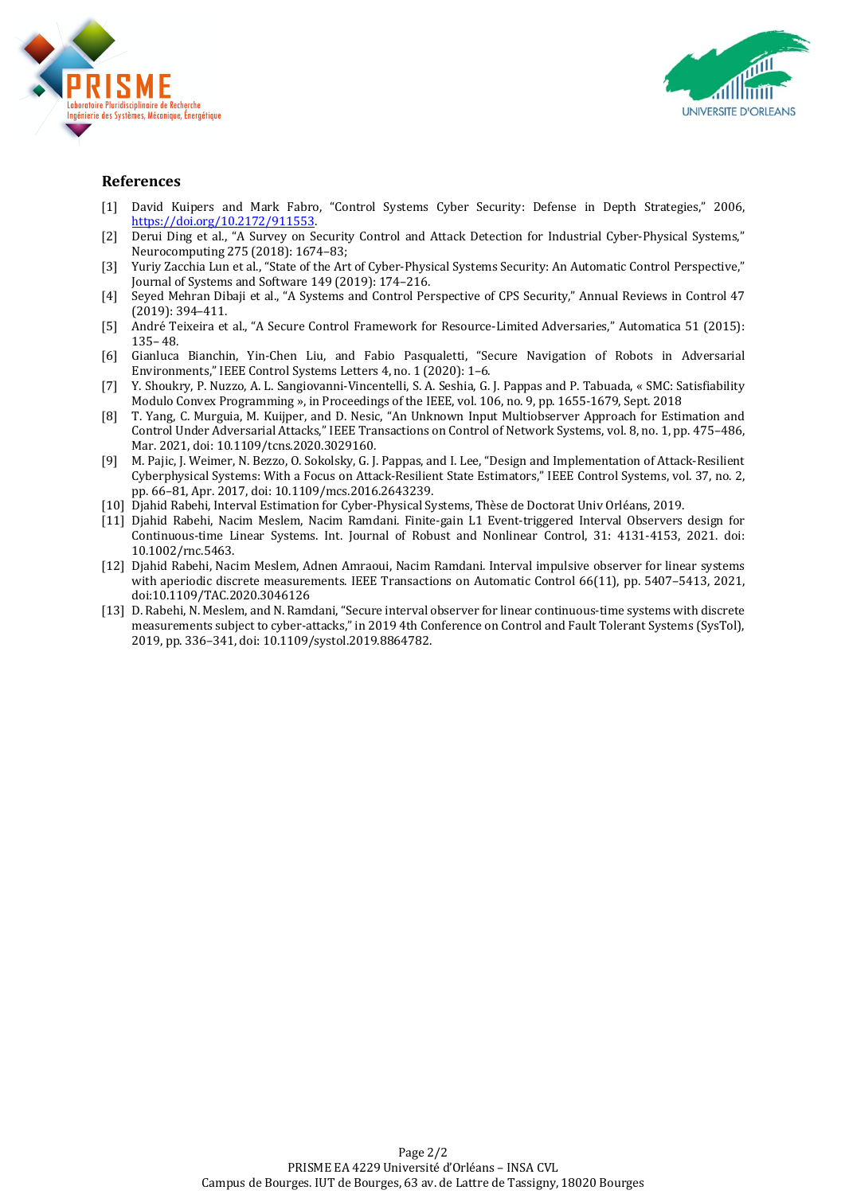## References

[1] David Kuipers and Mark Fabro, "Control Systems Cyber Security: Defense in Depth Strategies," 2006, https://doi.org/10.2172/911553.

[2] Derui Ding et al., "A Survey on Security Control and Attack Detection for Industrial Cyber-Physical Systems," Neurocomputing 275 (2018): 1674–83;

[3] Yuriy Zacchia Lun et al., "State of the Art of Cyber-Physical Systems Security: An Automatic Control Perspective," Journal of Systems and Software 149 (2019): 174–216.

[4] Seyed Mehran Dibaji et al., "A Systems and Control Perspective of CPS Security," Annual Reviews in Control 47 (2019): 394–411.

[5] André Teixeira et al., "A Secure Control Framework for Resource-Limited Adversaries," Automatica 51 (2015): 135– 48.

[6] Gianluca Bianchin, Yin-Chen Liu, and Fabio Pasqualetti, "Secure Navigation of Robots in Adversarial Environments," IEEE Control Systems Letters 4, no. 1 (2020): 1–6.

[7] Y. Shoukry, P. Nuzzo, A. L. Sangiovanni-Vincentelli, S. A. Seshia, G. J. Pappas and P. Tabuada, « SMC: Satisfiability Modulo Convex Programming », in Proceedings of the IEEE, vol. 106, no. 9, pp. 1655-1679, Sept. 2018

[8] T. Yang, C. Murguia, M. Kuijper, and D. Nesic, "An Unknown Input Multiobserver Approach for Estimation and Control Under Adversarial Attacks," IEEE Transactions on Control of Network Systems, vol. 8, no. 1, pp. 475–486, Mar. 2021, doi: 10.1109/tcns.2020.3029160.

[9] M. Pajic, J. Weimer, N. Bezzo, O. Sokolsky, G. J. Pappas, and I. Lee, "Design and Implementation of Attack-Resilient Cyberphysical Systems: With a Focus on Attack-Resilient State Estimators," IEEE Control Systems, vol. 37, no. 2, pp. 66–81, Apr. 2017, doi: 10.1109/mcs.2016.2643239.

[10] Djahid Rabehi, Interval Estimation for Cyber-Physical Systems, Thèse de Doctorat Univ Orléans, 2019.

[11] Djahid Rabehi, Nacim Meslem, Nacim Ramdani. Finite-gain L1 Event-triggered Interval Observers design for Continuous-time Linear Systems. Int. Journal of Robust and Nonlinear Control, 31: 4131-4153, 2021. doi: 10.1002/rnc.5463.

[12] Djahid Rabehi, Nacim Meslem, Adnen Amraoui, Nacim Ramdani. Interval impulsive observer for linear systems with aperiodic discrete measurements. IEEE Transactions on Automatic Control 66(11), pp. 5407–5413, 2021, doi:10.1109/TAC.2020.3046126

[13] D. Rabehi, N. Meslem, and N. Ramdani, "Secure interval observer for linear continuous-time systems with discrete measurements subject to cyber-attacks," in 2019 4th Conference on Control and Fault Tolerant Systems (SysTol), 2019, pp. 336–341, doi: 10.1109/systol.2019.8864782.